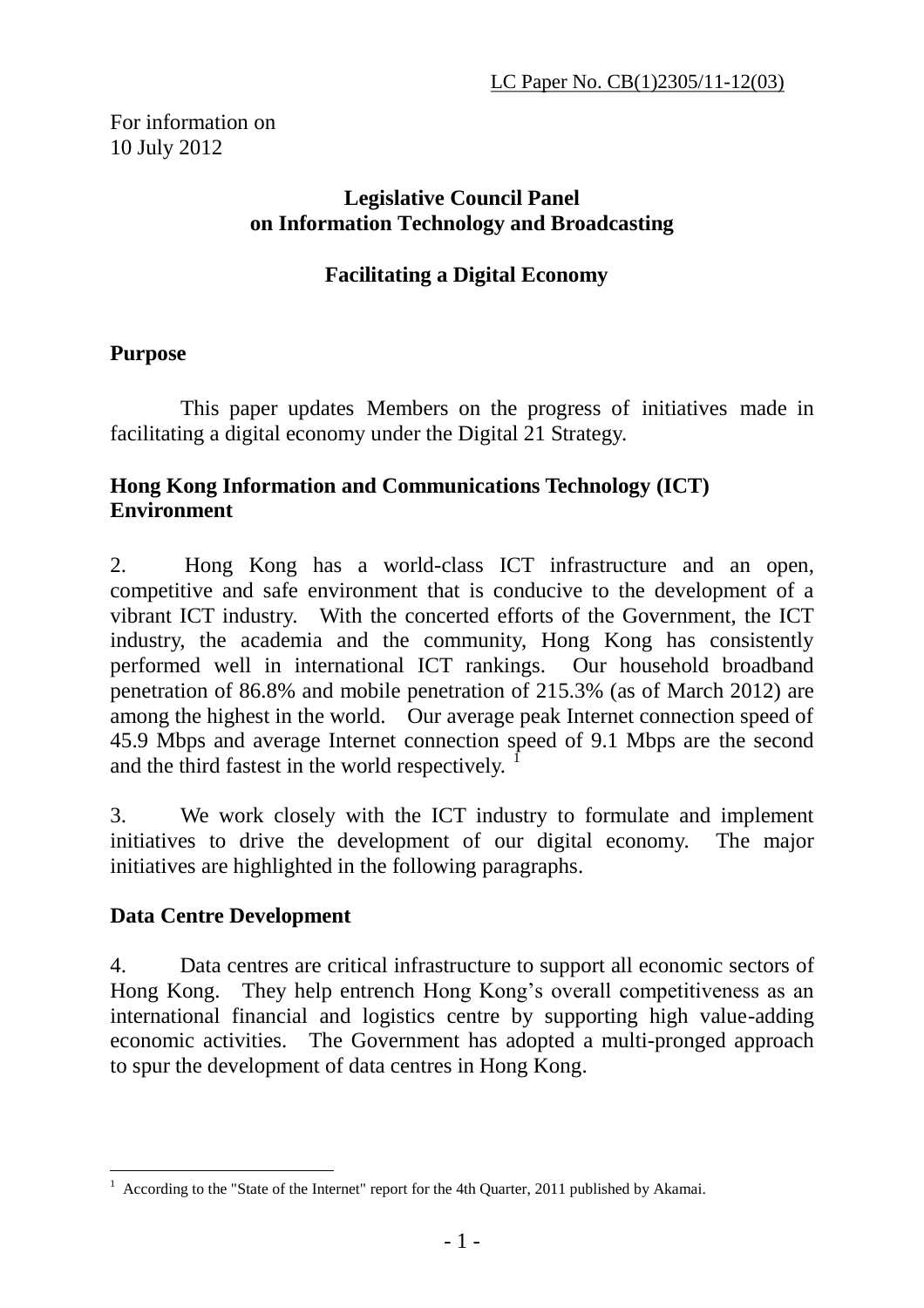LC Paper No. CB(1)2305/11-12(03)

For information on
10 July 2012

**Legislative Council Panel on Information Technology and Broadcasting**

# Facilitating a Digital Economy

## Purpose

This paper updates Members on the progress of initiatives made in facilitating a digital economy under the Digital 21 Strategy.

## Hong Kong Information and Communications Technology (ICT) Environment

2. Hong Kong has a world-class ICT infrastructure and an open, competitive and safe environment that is conducive to the development of a vibrant ICT industry. With the concerted efforts of the Government, the ICT industry, the academia and the community, Hong Kong has consistently performed well in international ICT rankings. Our household broadband penetration of 86.8% and mobile penetration of 215.3% (as of March 2012) are among the highest in the world. Our average peak Internet connection speed of 45.9 Mbps and average Internet connection speed of 9.1 Mbps are the second and the third fastest in the world respectively. [1]

3. We work closely with the ICT industry to formulate and implement initiatives to drive the development of our digital economy. The major initiatives are highlighted in the following paragraphs.

## Data Centre Development

4. Data centres are critical infrastructure to support all economic sectors of Hong Kong. They help entrench Hong Kong's overall competitiveness as an international financial and logistics centre by supporting high value-adding economic activities. The Government has adopted a multi-pronged approach to spur the development of data centres in Hong Kong.

[1] According to the "State of the Internet" report for the 4th Quarter, 2011 published by Akamai.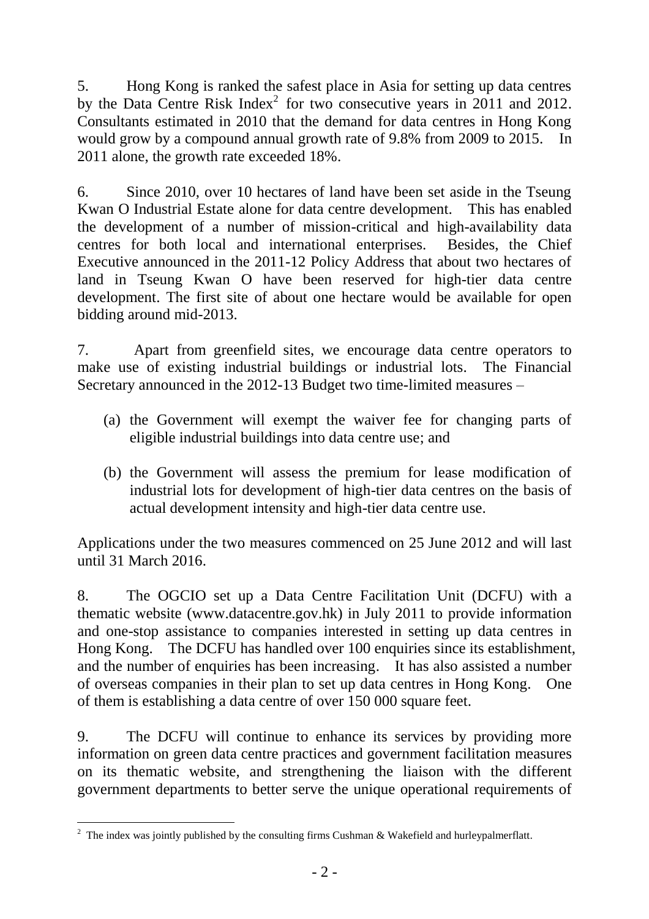5. Hong Kong is ranked the safest place in Asia for setting up data centres by the Data Centre Risk Index[2] for two consecutive years in 2011 and 2012. Consultants estimated in 2010 that the demand for data centres in Hong Kong would grow by a compound annual growth rate of 9.8% from 2009 to 2015. In 2011 alone, the growth rate exceeded 18%.

6. Since 2010, over 10 hectares of land have been set aside in the Tseung Kwan O Industrial Estate alone for data centre development. This has enabled the development of a number of mission-critical and high-availability data centres for both local and international enterprises. Besides, the Chief Executive announced in the 2011-12 Policy Address that about two hectares of land in Tseung Kwan O have been reserved for high-tier data centre development. The first site of about one hectare would be available for open bidding around mid-2013.

7. Apart from greenfield sites, we encourage data centre operators to make use of existing industrial buildings or industrial lots. The Financial Secretary announced in the 2012-13 Budget two time-limited measures –

(a) the Government will exempt the waiver fee for changing parts of eligible industrial buildings into data centre use; and

(b) the Government will assess the premium for lease modification of industrial lots for development of high-tier data centres on the basis of actual development intensity and high-tier data centre use.

Applications under the two measures commenced on 25 June 2012 and will last until 31 March 2016.

8. The OGCIO set up a Data Centre Facilitation Unit (DCFU) with a thematic website (www.datacentre.gov.hk) in July 2011 to provide information and one-stop assistance to companies interested in setting up data centres in Hong Kong. The DCFU has handled over 100 enquiries since its establishment, and the number of enquiries has been increasing. It has also assisted a number of overseas companies in their plan to set up data centres in Hong Kong. One of them is establishing a data centre of over 150 000 square feet.

9. The DCFU will continue to enhance its services by providing more information on green data centre practices and government facilitation measures on its thematic website, and strengthening the liaison with the different government departments to better serve the unique operational requirements of

[2] The index was jointly published by the consulting firms Cushman & Wakefield and hurleypalmerflatt.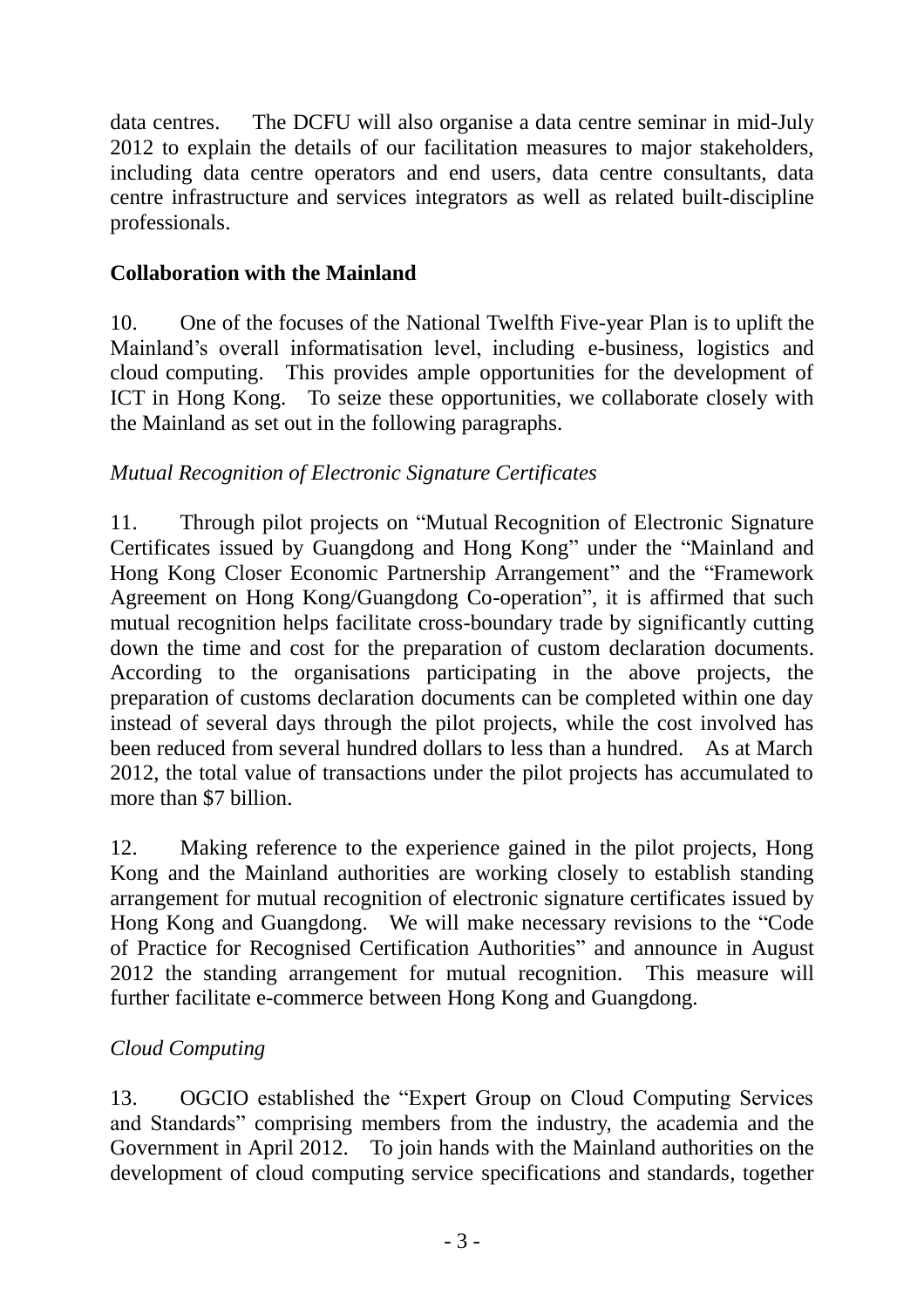data centres. The DCFU will also organise a data centre seminar in mid-July 2012 to explain the details of our facilitation measures to major stakeholders, including data centre operators and end users, data centre consultants, data centre infrastructure and services integrators as well as related built-discipline professionals.

## Collaboration with the Mainland

10. One of the focuses of the National Twelfth Five-year Plan is to uplift the Mainland's overall informatisation level, including e-business, logistics and cloud computing. This provides ample opportunities for the development of ICT in Hong Kong. To seize these opportunities, we collaborate closely with the Mainland as set out in the following paragraphs.

### *Mutual Recognition of Electronic Signature Certificates*

11. Through pilot projects on "Mutual Recognition of Electronic Signature Certificates issued by Guangdong and Hong Kong" under the "Mainland and Hong Kong Closer Economic Partnership Arrangement" and the "Framework Agreement on Hong Kong/Guangdong Co-operation", it is affirmed that such mutual recognition helps facilitate cross-boundary trade by significantly cutting down the time and cost for the preparation of custom declaration documents. According to the organisations participating in the above projects, the preparation of customs declaration documents can be completed within one day instead of several days through the pilot projects, while the cost involved has been reduced from several hundred dollars to less than a hundred. As at March 2012, the total value of transactions under the pilot projects has accumulated to more than $7 billion.

12. Making reference to the experience gained in the pilot projects, Hong Kong and the Mainland authorities are working closely to establish standing arrangement for mutual recognition of electronic signature certificates issued by Hong Kong and Guangdong. We will make necessary revisions to the "Code of Practice for Recognised Certification Authorities" and announce in August 2012 the standing arrangement for mutual recognition. This measure will further facilitate e-commerce between Hong Kong and Guangdong.

### *Cloud Computing*

13. OGCIO established the "Expert Group on Cloud Computing Services and Standards" comprising members from the industry, the academia and the Government in April 2012. To join hands with the Mainland authorities on the development of cloud computing service specifications and standards, together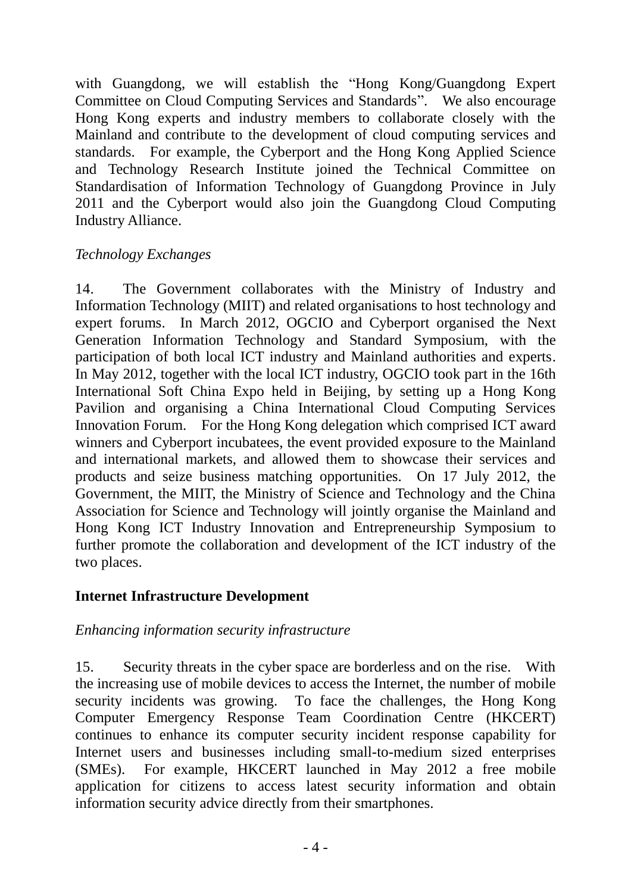with Guangdong, we will establish the "Hong Kong/Guangdong Expert Committee on Cloud Computing Services and Standards". We also encourage Hong Kong experts and industry members to collaborate closely with the Mainland and contribute to the development of cloud computing services and standards. For example, the Cyberport and the Hong Kong Applied Science and Technology Research Institute joined the Technical Committee on Standardisation of Information Technology of Guangdong Province in July 2011 and the Cyberport would also join the Guangdong Cloud Computing Industry Alliance.

*Technology Exchanges*

14. The Government collaborates with the Ministry of Industry and Information Technology (MIIT) and related organisations to host technology and expert forums. In March 2012, OGCIO and Cyberport organised the Next Generation Information Technology and Standard Symposium, with the participation of both local ICT industry and Mainland authorities and experts. In May 2012, together with the local ICT industry, OGCIO took part in the 16th International Soft China Expo held in Beijing, by setting up a Hong Kong Pavilion and organising a China International Cloud Computing Services Innovation Forum. For the Hong Kong delegation which comprised ICT award winners and Cyberport incubatees, the event provided exposure to the Mainland and international markets, and allowed them to showcase their services and products and seize business matching opportunities. On 17 July 2012, the Government, the MIIT, the Ministry of Science and Technology and the China Association for Science and Technology will jointly organise the Mainland and Hong Kong ICT Industry Innovation and Entrepreneurship Symposium to further promote the collaboration and development of the ICT industry of the two places.

**Internet Infrastructure Development**

*Enhancing information security infrastructure*

15. Security threats in the cyber space are borderless and on the rise. With the increasing use of mobile devices to access the Internet, the number of mobile security incidents was growing. To face the challenges, the Hong Kong Computer Emergency Response Team Coordination Centre (HKCERT) continues to enhance its computer security incident response capability for Internet users and businesses including small-to-medium sized enterprises (SMEs). For example, HKCERT launched in May 2012 a free mobile application for citizens to access latest security information and obtain information security advice directly from their smartphones.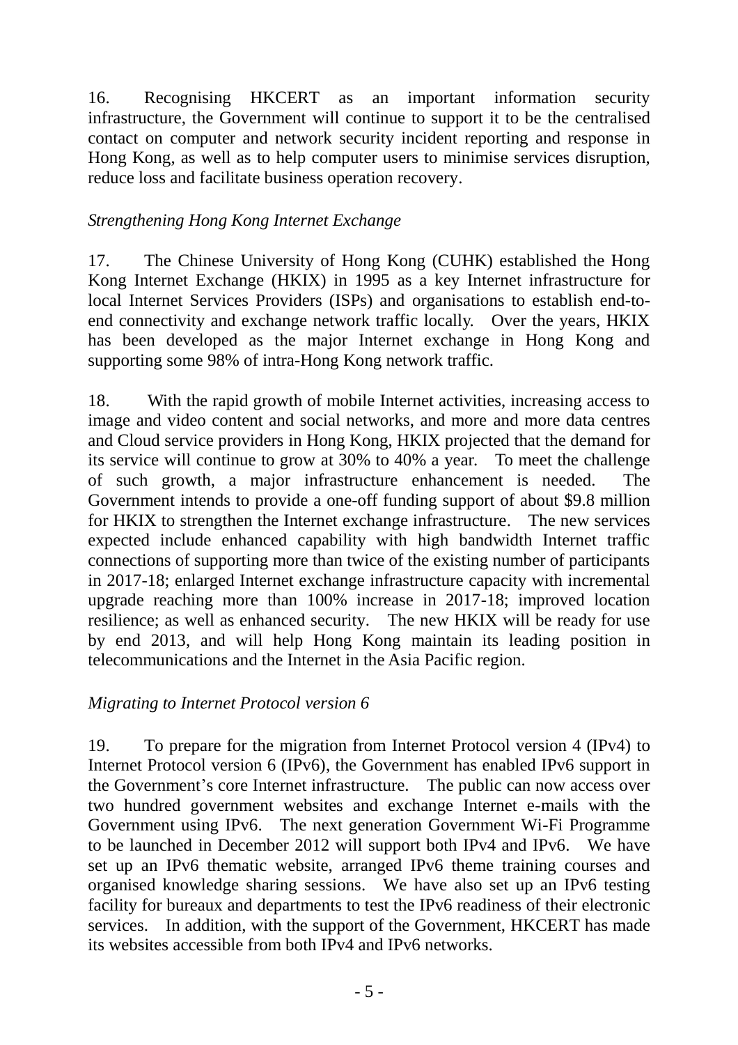16. Recognising HKCERT as an important information security infrastructure, the Government will continue to support it to be the centralised contact on computer and network security incident reporting and response in Hong Kong, as well as to help computer users to minimise services disruption, reduce loss and facilitate business operation recovery.

*Strengthening Hong Kong Internet Exchange*

17. The Chinese University of Hong Kong (CUHK) established the Hong Kong Internet Exchange (HKIX) in 1995 as a key Internet infrastructure for local Internet Services Providers (ISPs) and organisations to establish end-to-end connectivity and exchange network traffic locally. Over the years, HKIX has been developed as the major Internet exchange in Hong Kong and supporting some 98% of intra-Hong Kong network traffic.

18. With the rapid growth of mobile Internet activities, increasing access to image and video content and social networks, and more and more data centres and Cloud service providers in Hong Kong, HKIX projected that the demand for its service will continue to grow at 30% to 40% a year. To meet the challenge of such growth, a major infrastructure enhancement is needed. The Government intends to provide a one-off funding support of about $9.8 million for HKIX to strengthen the Internet exchange infrastructure. The new services expected include enhanced capability with high bandwidth Internet traffic connections of supporting more than twice of the existing number of participants in 2017-18; enlarged Internet exchange infrastructure capacity with incremental upgrade reaching more than 100% increase in 2017-18; improved location resilience; as well as enhanced security. The new HKIX will be ready for use by end 2013, and will help Hong Kong maintain its leading position in telecommunications and the Internet in the Asia Pacific region.

*Migrating to Internet Protocol version 6*

19. To prepare for the migration from Internet Protocol version 4 (IPv4) to Internet Protocol version 6 (IPv6), the Government has enabled IPv6 support in the Government's core Internet infrastructure. The public can now access over two hundred government websites and exchange Internet e-mails with the Government using IPv6. The next generation Government Wi-Fi Programme to be launched in December 2012 will support both IPv4 and IPv6. We have set up an IPv6 thematic website, arranged IPv6 theme training courses and organised knowledge sharing sessions. We have also set up an IPv6 testing facility for bureaux and departments to test the IPv6 readiness of their electronic services. In addition, with the support of the Government, HKCERT has made its websites accessible from both IPv4 and IPv6 networks.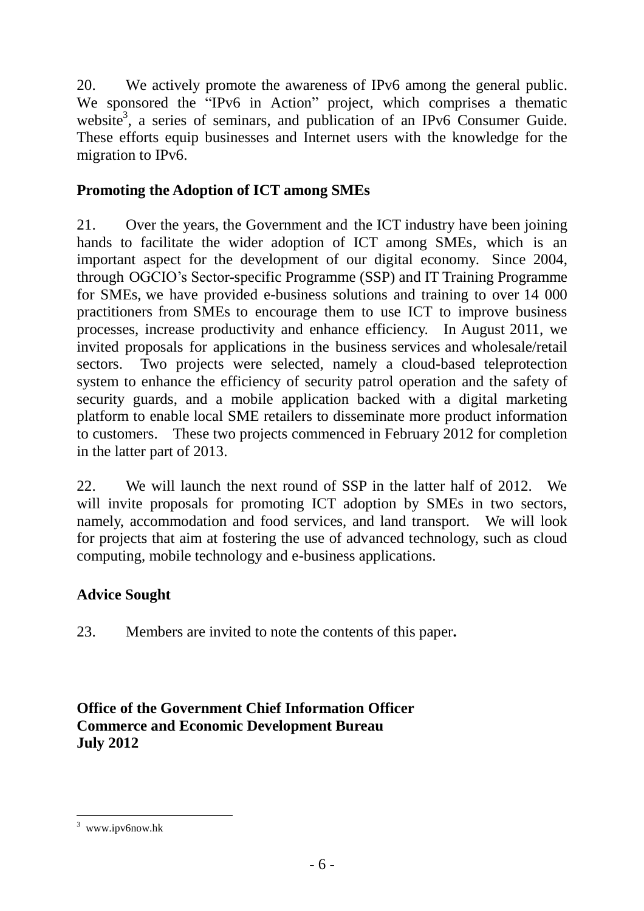20. We actively promote the awareness of IPv6 among the general public. We sponsored the "IPv6 in Action" project, which comprises a thematic website[3], a series of seminars, and publication of an IPv6 Consumer Guide. These efforts equip businesses and Internet users with the knowledge for the migration to IPv6.

**Promoting the Adoption of ICT among SMEs**

21. Over the years, the Government and the ICT industry have been joining hands to facilitate the wider adoption of ICT among SMEs, which is an important aspect for the development of our digital economy. Since 2004, through OGCIO's Sector-specific Programme (SSP) and IT Training Programme for SMEs, we have provided e-business solutions and training to over 14 000 practitioners from SMEs to encourage them to use ICT to improve business processes, increase productivity and enhance efficiency. In August 2011, we invited proposals for applications in the business services and wholesale/retail sectors. Two projects were selected, namely a cloud-based teleprotection system to enhance the efficiency of security patrol operation and the safety of security guards, and a mobile application backed with a digital marketing platform to enable local SME retailers to disseminate more product information to customers. These two projects commenced in February 2012 for completion in the latter part of 2013.

22. We will launch the next round of SSP in the latter half of 2012. We will invite proposals for promoting ICT adoption by SMEs in two sectors, namely, accommodation and food services, and land transport. We will look for projects that aim at fostering the use of advanced technology, such as cloud computing, mobile technology and e-business applications.

**Advice Sought**

23. Members are invited to note the contents of this paper**.**

**Office of the Government Chief Information Officer**
**Commerce and Economic Development Bureau**
**July 2012**

[3] www.ipv6now.hk